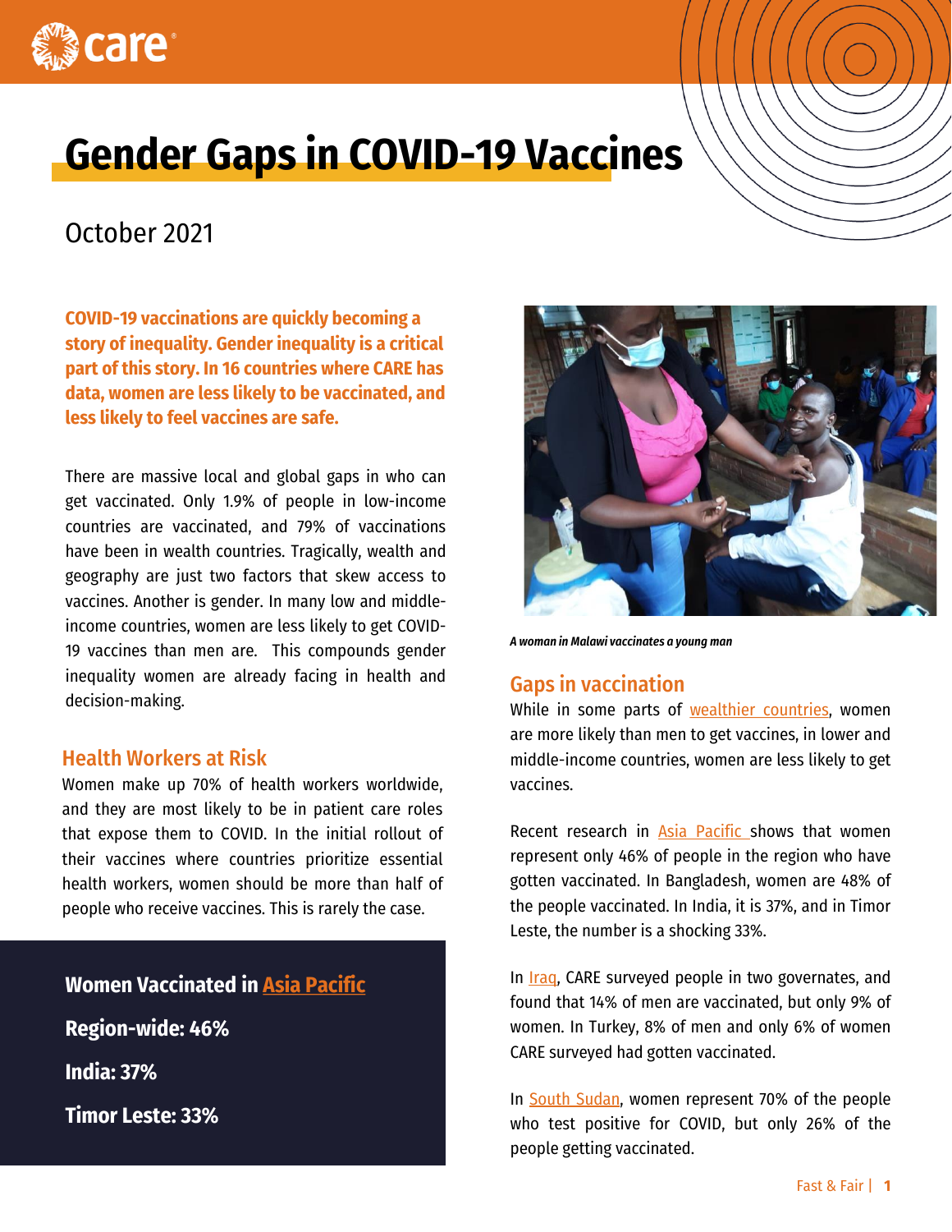# Gender Gaps in COVID-19 Vaccines

October 2021

**COVID-19 vaccinations are quickly becoming a story of inequality. Gender inequality is a critical part of this story. In 16 countries where CARE has data, women are less likely to be vaccinated, and less likely to feel vaccines are safe.**

There are massive local and global gaps in who can get vaccinated. Only 1.9% of people in low-income countries are vaccinated, and 79% of vaccinations have been in wealth countries. Tragically, wealth and geography are just two factors that skew access to vaccines. Another is gender. In many low and middle-income countries, women are less likely to get COVID-19 vaccines than men are. This compounds gender inequality women are already facing in health and decision-making.

## Health Workers at Risk

Women make up 70% of health workers worldwide, and they are most likely to be in patient care roles that expose them to COVID. In the initial rollout of their vaccines where countries prioritize essential health workers, women should be more than half of people who receive vaccines. This is rarely the case.

**Women Vaccinated in Asia Pacific**

**Region-wide: 46%**

**India: 37%**

**Timor Leste: 33%**

*A woman in Malawi vaccinates a young man*

## Gaps in vaccination

While in some parts of wealthier countries, women are more likely than men to get vaccines, in lower and middle-income countries, women are less likely to get vaccines.

Recent research in Asia Pacific shows that women represent only 46% of people in the region who have gotten vaccinated. In Bangladesh, women are 48% of the people vaccinated. In India, it is 37%, and in Timor Leste, the number is a shocking 33%.

In Iraq, CARE surveyed people in two governates, and found that 14% of men are vaccinated, but only 9% of women. In Turkey, 8% of men and only 6% of women CARE surveyed had gotten vaccinated.

In South Sudan, women represent 70% of the people who test positive for COVID, but only 26% of the people getting vaccinated.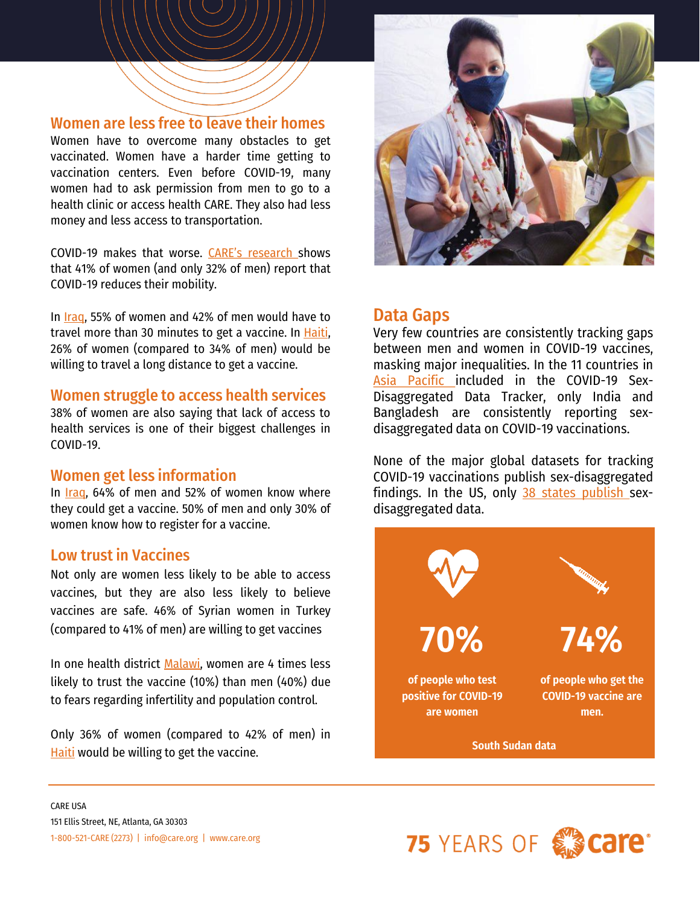## Women are less free to leave their homes

Women have to overcome many obstacles to get vaccinated. Women have a harder time getting to vaccination centers. Even before COVID-19, many women had to ask permission from men to go to a health clinic or access health CARE. They also had less money and less access to transportation.

COVID-19 makes that worse. CARE's research shows that 41% of women (and only 32% of men) report that COVID-19 reduces their mobility.

In Iraq, 55% of women and 42% of men would have to travel more than 30 minutes to get a vaccine. In Haiti, 26% of women (compared to 34% of men) would be willing to travel a long distance to get a vaccine.

## Women struggle to access health services

38% of women are also saying that lack of access to health services is one of their biggest challenges in COVID-19.

## Women get less information

In Iraq, 64% of men and 52% of women know where they could get a vaccine. 50% of men and only 30% of women know how to register for a vaccine.

## Low trust in Vaccines

Not only are women less likely to be able to access vaccines, but they are also less likely to believe vaccines are safe. 46% of Syrian women in Turkey (compared to 41% of men) are willing to get vaccines

In one health district Malawi, women are 4 times less likely to trust the vaccine (10%) than men (40%) due to fears regarding infertility and population control.

Only 36% of women (compared to 42% of men) in Haiti would be willing to get the vaccine.

## Data Gaps

Very few countries are consistently tracking gaps between men and women in COVID-19 vaccines, masking major inequalities. In the 11 countries in Asia Pacific included in the COVID-19 Sex-Disaggregated Data Tracker, only India and Bangladesh are consistently reporting sex-disaggregated data on COVID-19 vaccinations.

None of the major global datasets for tracking COVID-19 vaccinations publish sex-disaggregated findings. In the US, only 38 states publish sex-disaggregated data.

**70%**

**of people who test positive for COVID-19 are women**

**74%**

**of people who get the COVID-19 vaccine are men.**

**South Sudan data**

CARE USA
151 Ellis Street, NE, Atlanta, GA 30303
1-800-521-CARE (2273) | info@care.org | www.care.org

75 YEARS OF care